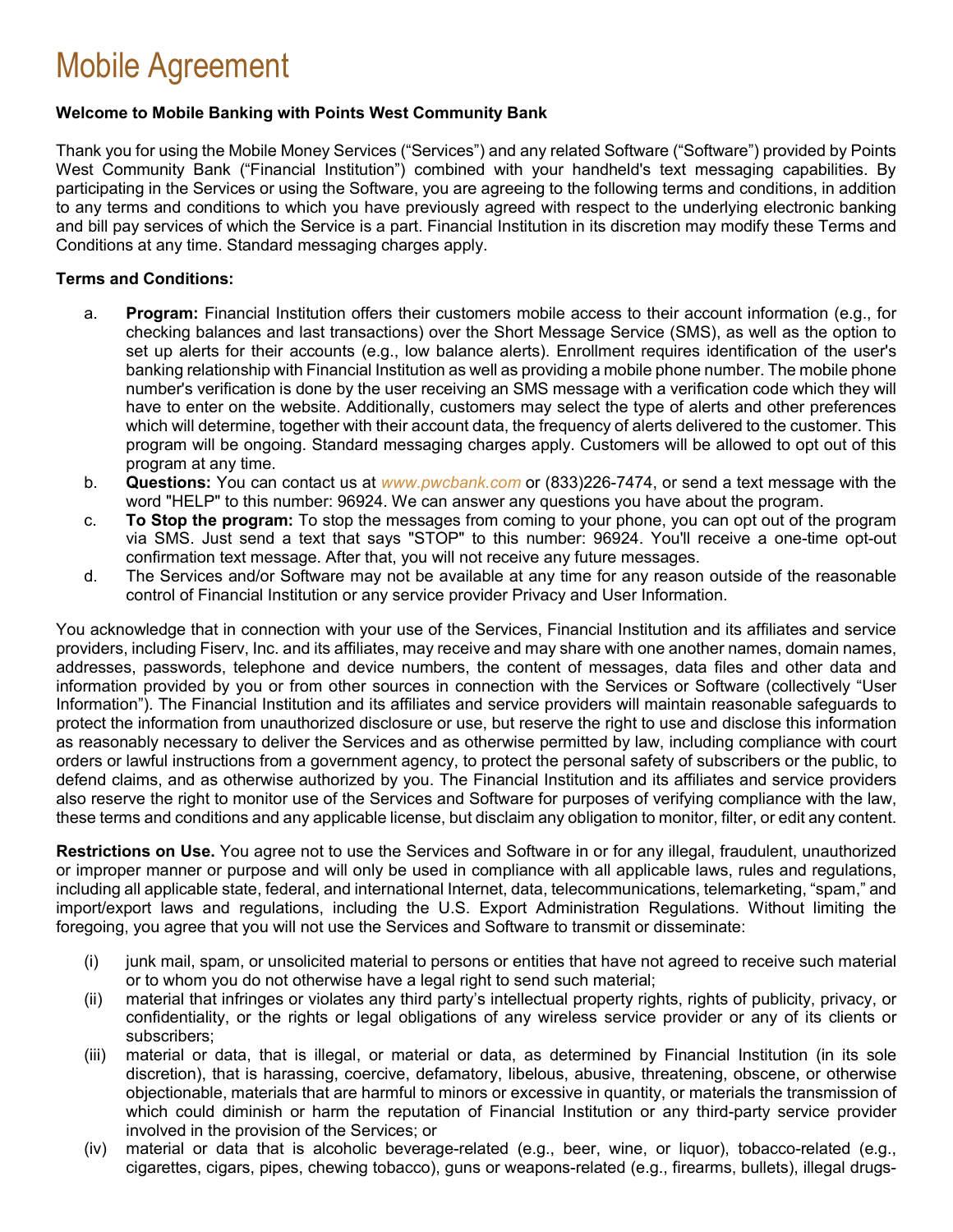# Mobile Agreement

**Welcome to Mobile Banking with Points West Community Bank**

Thank you for using the Mobile Money Services (“Services”) and any related Software (“Software”) provided by Points West Community Bank (“Financial Institution”) combined with your handheld's text messaging capabilities. By participating in the Services or using the Software, you are agreeing to the following terms and conditions, in addition to any terms and conditions to which you have previously agreed with respect to the underlying electronic banking and bill pay services of which the Service is a part. Financial Institution in its discretion may modify these Terms and Conditions at any time. Standard messaging charges apply.

**Terms and Conditions:**

a. **Program:** Financial Institution offers their customers mobile access to their account information (e.g., for checking balances and last transactions) over the Short Message Service (SMS), as well as the option to set up alerts for their accounts (e.g., low balance alerts). Enrollment requires identification of the user's banking relationship with Financial Institution as well as providing a mobile phone number. The mobile phone number's verification is done by the user receiving an SMS message with a verification code which they will have to enter on the website. Additionally, customers may select the type of alerts and other preferences which will determine, together with their account data, the frequency of alerts delivered to the customer. This program will be ongoing. Standard messaging charges apply. Customers will be allowed to opt out of this program at any time.

b. **Questions:** You can contact us at *www.pwcbank.com* or (833)226-7474, or send a text message with the word "HELP" to this number: 96924. We can answer any questions you have about the program.

c. **To Stop the program:** To stop the messages from coming to your phone, you can opt out of the program via SMS. Just send a text that says "STOP" to this number: 96924. You'll receive a one-time opt-out confirmation text message. After that, you will not receive any future messages.

d. The Services and/or Software may not be available at any time for any reason outside of the reasonable control of Financial Institution or any service provider Privacy and User Information.

You acknowledge that in connection with your use of the Services, Financial Institution and its affiliates and service providers, including Fiserv, Inc. and its affiliates, may receive and may share with one another names, domain names, addresses, passwords, telephone and device numbers, the content of messages, data files and other data and information provided by you or from other sources in connection with the Services or Software (collectively “User Information”). The Financial Institution and its affiliates and service providers will maintain reasonable safeguards to protect the information from unauthorized disclosure or use, but reserve the right to use and disclose this information as reasonably necessary to deliver the Services and as otherwise permitted by law, including compliance with court orders or lawful instructions from a government agency, to protect the personal safety of subscribers or the public, to defend claims, and as otherwise authorized by you. The Financial Institution and its affiliates and service providers also reserve the right to monitor use of the Services and Software for purposes of verifying compliance with the law, these terms and conditions and any applicable license, but disclaim any obligation to monitor, filter, or edit any content.

**Restrictions on Use.** You agree not to use the Services and Software in or for any illegal, fraudulent, unauthorized or improper manner or purpose and will only be used in compliance with all applicable laws, rules and regulations, including all applicable state, federal, and international Internet, data, telecommunications, telemarketing, “spam,” and import/export laws and regulations, including the U.S. Export Administration Regulations. Without limiting the foregoing, you agree that you will not use the Services and Software to transmit or disseminate:

(i) junk mail, spam, or unsolicited material to persons or entities that have not agreed to receive such material or to whom you do not otherwise have a legal right to send such material;

(ii) material that infringes or violates any third party’s intellectual property rights, rights of publicity, privacy, or confidentiality, or the rights or legal obligations of any wireless service provider or any of its clients or subscribers;

(iii) material or data, that is illegal, or material or data, as determined by Financial Institution (in its sole discretion), that is harassing, coercive, defamatory, libelous, abusive, threatening, obscene, or otherwise objectionable, materials that are harmful to minors or excessive in quantity, or materials the transmission of which could diminish or harm the reputation of Financial Institution or any third-party service provider involved in the provision of the Services; or

(iv) material or data that is alcoholic beverage-related (e.g., beer, wine, or liquor), tobacco-related (e.g., cigarettes, cigars, pipes, chewing tobacco), guns or weapons-related (e.g., firearms, bullets), illegal drugs-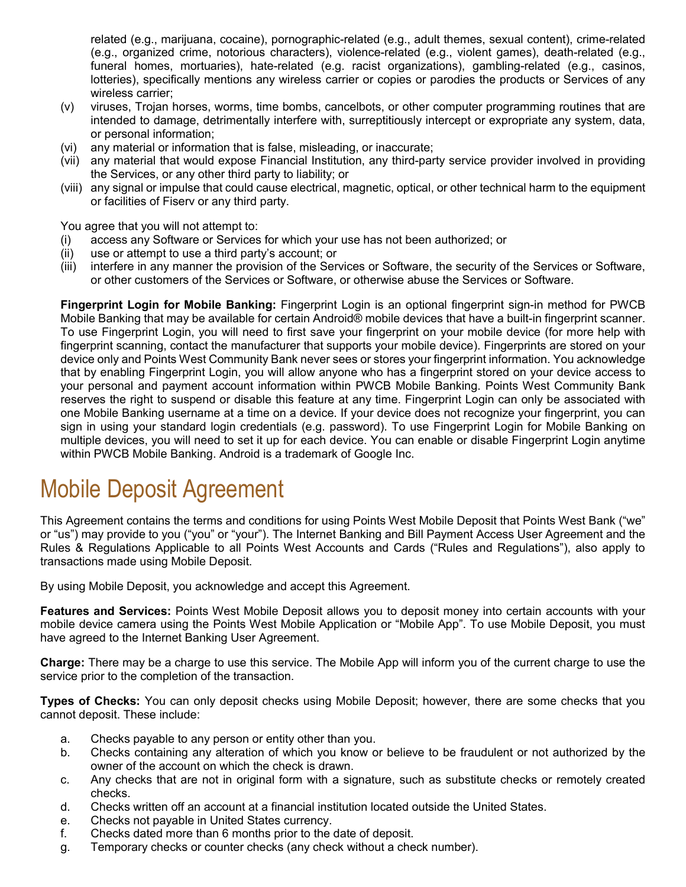related (e.g., marijuana, cocaine), pornographic-related (e.g., adult themes, sexual content), crime-related (e.g., organized crime, notorious characters), violence-related (e.g., violent games), death-related (e.g., funeral homes, mortuaries), hate-related (e.g. racist organizations), gambling-related (e.g., casinos, lotteries), specifically mentions any wireless carrier or copies or parodies the products or Services of any wireless carrier;

(v) viruses, Trojan horses, worms, time bombs, cancelbots, or other computer programming routines that are intended to damage, detrimentally interfere with, surreptitiously intercept or expropriate any system, data, or personal information;

(vi) any material or information that is false, misleading, or inaccurate;

(vii) any material that would expose Financial Institution, any third-party service provider involved in providing the Services, or any other third party to liability; or

(viii) any signal or impulse that could cause electrical, magnetic, optical, or other technical harm to the equipment or facilities of Fiserv or any third party.

You agree that you will not attempt to:

(i) access any Software or Services for which your use has not been authorized; or

(ii) use or attempt to use a third party's account; or

(iii) interfere in any manner the provision of the Services or Software, the security of the Services or Software, or other customers of the Services or Software, or otherwise abuse the Services or Software.

**Fingerprint Login for Mobile Banking:** Fingerprint Login is an optional fingerprint sign-in method for PWCB Mobile Banking that may be available for certain Android® mobile devices that have a built-in fingerprint scanner. To use Fingerprint Login, you will need to first save your fingerprint on your mobile device (for more help with fingerprint scanning, contact the manufacturer that supports your mobile device). Fingerprints are stored on your device only and Points West Community Bank never sees or stores your fingerprint information. You acknowledge that by enabling Fingerprint Login, you will allow anyone who has a fingerprint stored on your device access to your personal and payment account information within PWCB Mobile Banking. Points West Community Bank reserves the right to suspend or disable this feature at any time. Fingerprint Login can only be associated with one Mobile Banking username at a time on a device. If your device does not recognize your fingerprint, you can sign in using your standard login credentials (e.g. password). To use Fingerprint Login for Mobile Banking on multiple devices, you will need to set it up for each device. You can enable or disable Fingerprint Login anytime within PWCB Mobile Banking. Android is a trademark of Google Inc.

# Mobile Deposit Agreement

This Agreement contains the terms and conditions for using Points West Mobile Deposit that Points West Bank ("we" or "us") may provide to you ("you" or "your"). The Internet Banking and Bill Payment Access User Agreement and the Rules & Regulations Applicable to all Points West Accounts and Cards ("Rules and Regulations"), also apply to transactions made using Mobile Deposit.

By using Mobile Deposit, you acknowledge and accept this Agreement.

**Features and Services:** Points West Mobile Deposit allows you to deposit money into certain accounts with your mobile device camera using the Points West Mobile Application or "Mobile App". To use Mobile Deposit, you must have agreed to the Internet Banking User Agreement.

**Charge:** There may be a charge to use this service. The Mobile App will inform you of the current charge to use the service prior to the completion of the transaction.

**Types of Checks:** You can only deposit checks using Mobile Deposit; however, there are some checks that you cannot deposit. These include:

a. Checks payable to any person or entity other than you.
b. Checks containing any alteration of which you know or believe to be fraudulent or not authorized by the owner of the account on which the check is drawn.
c. Any checks that are not in original form with a signature, such as substitute checks or remotely created checks.
d. Checks written off an account at a financial institution located outside the United States.
e. Checks not payable in United States currency.
f. Checks dated more than 6 months prior to the date of deposit.
g. Temporary checks or counter checks (any check without a check number).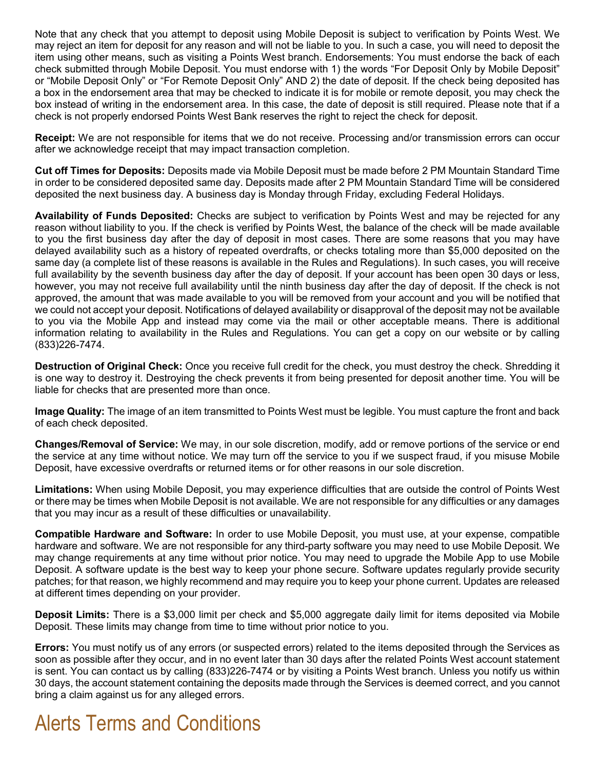Note that any check that you attempt to deposit using Mobile Deposit is subject to verification by Points West. We may reject an item for deposit for any reason and will not be liable to you. In such a case, you will need to deposit the item using other means, such as visiting a Points West branch. Endorsements: You must endorse the back of each check submitted through Mobile Deposit. You must endorse with 1) the words "For Deposit Only by Mobile Deposit" or "Mobile Deposit Only" or "For Remote Deposit Only" AND 2) the date of deposit. If the check being deposited has a box in the endorsement area that may be checked to indicate it is for mobile or remote deposit, you may check the box instead of writing in the endorsement area. In this case, the date of deposit is still required. Please note that if a check is not properly endorsed Points West Bank reserves the right to reject the check for deposit.

**Receipt:** We are not responsible for items that we do not receive. Processing and/or transmission errors can occur after we acknowledge receipt that may impact transaction completion.

**Cut off Times for Deposits:** Deposits made via Mobile Deposit must be made before 2 PM Mountain Standard Time in order to be considered deposited same day. Deposits made after 2 PM Mountain Standard Time will be considered deposited the next business day. A business day is Monday through Friday, excluding Federal Holidays.

**Availability of Funds Deposited:** Checks are subject to verification by Points West and may be rejected for any reason without liability to you. If the check is verified by Points West, the balance of the check will be made available to you the first business day after the day of deposit in most cases. There are some reasons that you may have delayed availability such as a history of repeated overdrafts, or checks totaling more than $5,000 deposited on the same day (a complete list of these reasons is available in the Rules and Regulations). In such cases, you will receive full availability by the seventh business day after the day of deposit. If your account has been open 30 days or less, however, you may not receive full availability until the ninth business day after the day of deposit. If the check is not approved, the amount that was made available to you will be removed from your account and you will be notified that we could not accept your deposit. Notifications of delayed availability or disapproval of the deposit may not be available to you via the Mobile App and instead may come via the mail or other acceptable means. There is additional information relating to availability in the Rules and Regulations. You can get a copy on our website or by calling (833)226-7474.

**Destruction of Original Check:** Once you receive full credit for the check, you must destroy the check. Shredding it is one way to destroy it. Destroying the check prevents it from being presented for deposit another time. You will be liable for checks that are presented more than once.

**Image Quality:** The image of an item transmitted to Points West must be legible. You must capture the front and back of each check deposited.

**Changes/Removal of Service:** We may, in our sole discretion, modify, add or remove portions of the service or end the service at any time without notice. We may turn off the service to you if we suspect fraud, if you misuse Mobile Deposit, have excessive overdrafts or returned items or for other reasons in our sole discretion.

**Limitations:** When using Mobile Deposit, you may experience difficulties that are outside the control of Points West or there may be times when Mobile Deposit is not available. We are not responsible for any difficulties or any damages that you may incur as a result of these difficulties or unavailability.

**Compatible Hardware and Software:** In order to use Mobile Deposit, you must use, at your expense, compatible hardware and software. We are not responsible for any third-party software you may need to use Mobile Deposit. We may change requirements at any time without prior notice. You may need to upgrade the Mobile App to use Mobile Deposit. A software update is the best way to keep your phone secure. Software updates regularly provide security patches; for that reason, we highly recommend and may require you to keep your phone current. Updates are released at different times depending on your provider.

**Deposit Limits:** There is a $3,000 limit per check and $5,000 aggregate daily limit for items deposited via Mobile Deposit. These limits may change from time to time without prior notice to you.

**Errors:** You must notify us of any errors (or suspected errors) related to the items deposited through the Services as soon as possible after they occur, and in no event later than 30 days after the related Points West account statement is sent. You can contact us by calling (833)226-7474 or by visiting a Points West branch. Unless you notify us within 30 days, the account statement containing the deposits made through the Services is deemed correct, and you cannot bring a claim against us for any alleged errors.

# Alerts Terms and Conditions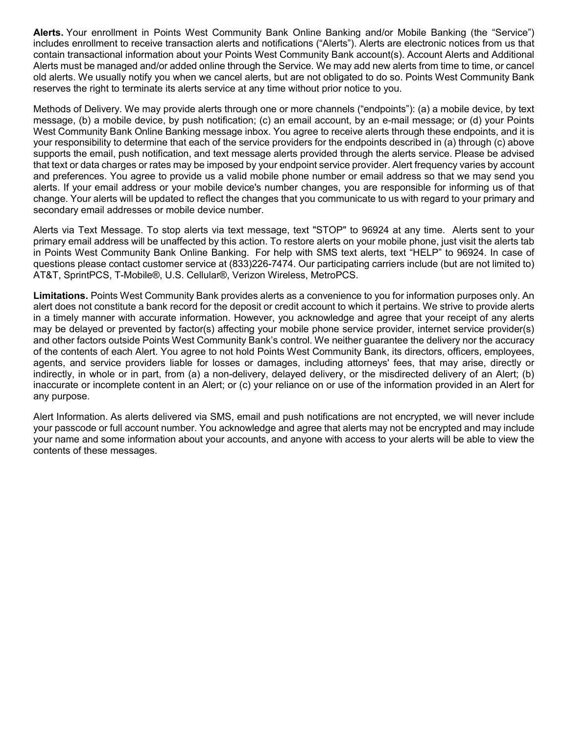**Alerts.** Your enrollment in Points West Community Bank Online Banking and/or Mobile Banking (the "Service") includes enrollment to receive transaction alerts and notifications ("Alerts"). Alerts are electronic notices from us that contain transactional information about your Points West Community Bank account(s). Account Alerts and Additional Alerts must be managed and/or added online through the Service. We may add new alerts from time to time, or cancel old alerts. We usually notify you when we cancel alerts, but are not obligated to do so. Points West Community Bank reserves the right to terminate its alerts service at any time without prior notice to you.

Methods of Delivery. We may provide alerts through one or more channels ("endpoints"): (a) a mobile device, by text message, (b) a mobile device, by push notification; (c) an email account, by an e-mail message; or (d) your Points West Community Bank Online Banking message inbox. You agree to receive alerts through these endpoints, and it is your responsibility to determine that each of the service providers for the endpoints described in (a) through (c) above supports the email, push notification, and text message alerts provided through the alerts service. Please be advised that text or data charges or rates may be imposed by your endpoint service provider. Alert frequency varies by account and preferences. You agree to provide us a valid mobile phone number or email address so that we may send you alerts. If your email address or your mobile device's number changes, you are responsible for informing us of that change. Your alerts will be updated to reflect the changes that you communicate to us with regard to your primary and secondary email addresses or mobile device number.

Alerts via Text Message. To stop alerts via text message, text "STOP" to 96924 at any time. Alerts sent to your primary email address will be unaffected by this action. To restore alerts on your mobile phone, just visit the alerts tab in Points West Community Bank Online Banking. For help with SMS text alerts, text "HELP" to 96924. In case of questions please contact customer service at (833)226-7474. Our participating carriers include (but are not limited to) AT&T, SprintPCS, T-Mobile®, U.S. Cellular®, Verizon Wireless, MetroPCS.

**Limitations.** Points West Community Bank provides alerts as a convenience to you for information purposes only. An alert does not constitute a bank record for the deposit or credit account to which it pertains. We strive to provide alerts in a timely manner with accurate information. However, you acknowledge and agree that your receipt of any alerts may be delayed or prevented by factor(s) affecting your mobile phone service provider, internet service provider(s) and other factors outside Points West Community Bank's control. We neither guarantee the delivery nor the accuracy of the contents of each Alert. You agree to not hold Points West Community Bank, its directors, officers, employees, agents, and service providers liable for losses or damages, including attorneys' fees, that may arise, directly or indirectly, in whole or in part, from (a) a non-delivery, delayed delivery, or the misdirected delivery of an Alert; (b) inaccurate or incomplete content in an Alert; or (c) your reliance on or use of the information provided in an Alert for any purpose.

Alert Information. As alerts delivered via SMS, email and push notifications are not encrypted, we will never include your passcode or full account number. You acknowledge and agree that alerts may not be encrypted and may include your name and some information about your accounts, and anyone with access to your alerts will be able to view the contents of these messages.